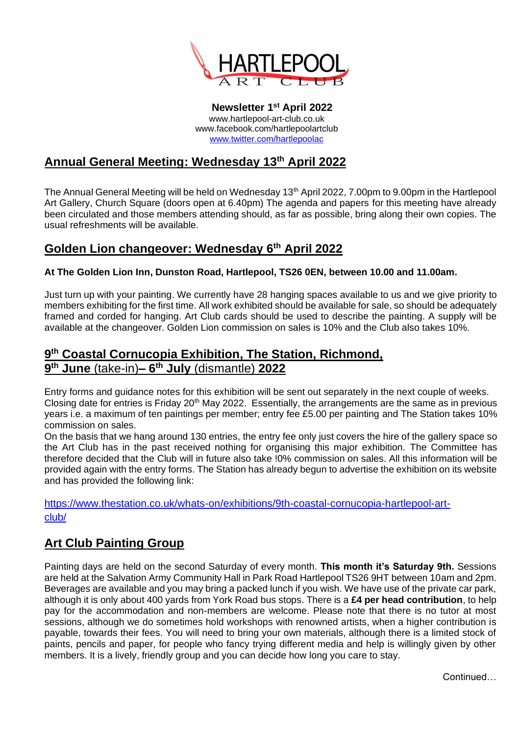# HARTLEPOOL ART CLUB

**Newsletter 1st April 2022**
www.hartlepool-art-club.co.uk
www.facebook.com/hartlepoolartclub
www.twitter.com/hartlepoolac

## Annual General Meeting: Wednesday 13th April 2022

The Annual General Meeting will be held on Wednesday 13th April 2022, 7.00pm to 9.00pm in the Hartlepool Art Gallery, Church Square (doors open at 6.40pm) The agenda and papers for this meeting have already been circulated and those members attending should, as far as possible, bring along their own copies. The usual refreshments will be available.

## Golden Lion changeover: Wednesday 6th April 2022

**At The Golden Lion Inn, Dunston Road, Hartlepool, TS26 0EN, between 10.00 and 11.00am.**

Just turn up with your painting. We currently have 28 hanging spaces available to us and we give priority to members exhibiting for the first time. All work exhibited should be available for sale, so should be adequately framed and corded for hanging. Art Club cards should be used to describe the painting. A supply will be available at the changeover. Golden Lion commission on sales is 10% and the Club also takes 10%.

## 9th Coastal Cornucopia Exhibition, The Station, Richmond, 9th June (take-in)– 6th July (dismantle) 2022

Entry forms and guidance notes for this exhibition will be sent out separately in the next couple of weeks. Closing date for entries is Friday 20th May 2022. Essentially, the arrangements are the same as in previous years i.e. a maximum of ten paintings per member; entry fee £5.00 per painting and The Station takes 10% commission on sales.

On the basis that we hang around 130 entries, the entry fee only just covers the hire of the gallery space so the Art Club has in the past received nothing for organising this major exhibition. The Committee has therefore decided that the Club will in future also take !0% commission on sales. All this information will be provided again with the entry forms. The Station has already begun to advertise the exhibition on its website and has provided the following link:

https://www.thestation.co.uk/whats-on/exhibitions/9th-coastal-cornucopia-hartlepool-art-club/

## Art Club Painting Group

Painting days are held on the second Saturday of every month. **This month it's Saturday 9th.** Sessions are held at the Salvation Army Community Hall in Park Road Hartlepool TS26 9HT between 10am and 2pm. Beverages are available and you may bring a packed lunch if you wish. We have use of the private car park, although it is only about 400 yards from York Road bus stops. There is a **£4 per head contribution**, to help pay for the accommodation and non-members are welcome. Please note that there is no tutor at most sessions, although we do sometimes hold workshops with renowned artists, when a higher contribution is payable, towards their fees. You will need to bring your own materials, although there is a limited stock of paints, pencils and paper, for people who fancy trying different media and help is willingly given by other members. It is a lively, friendly group and you can decide how long you care to stay.

Continued…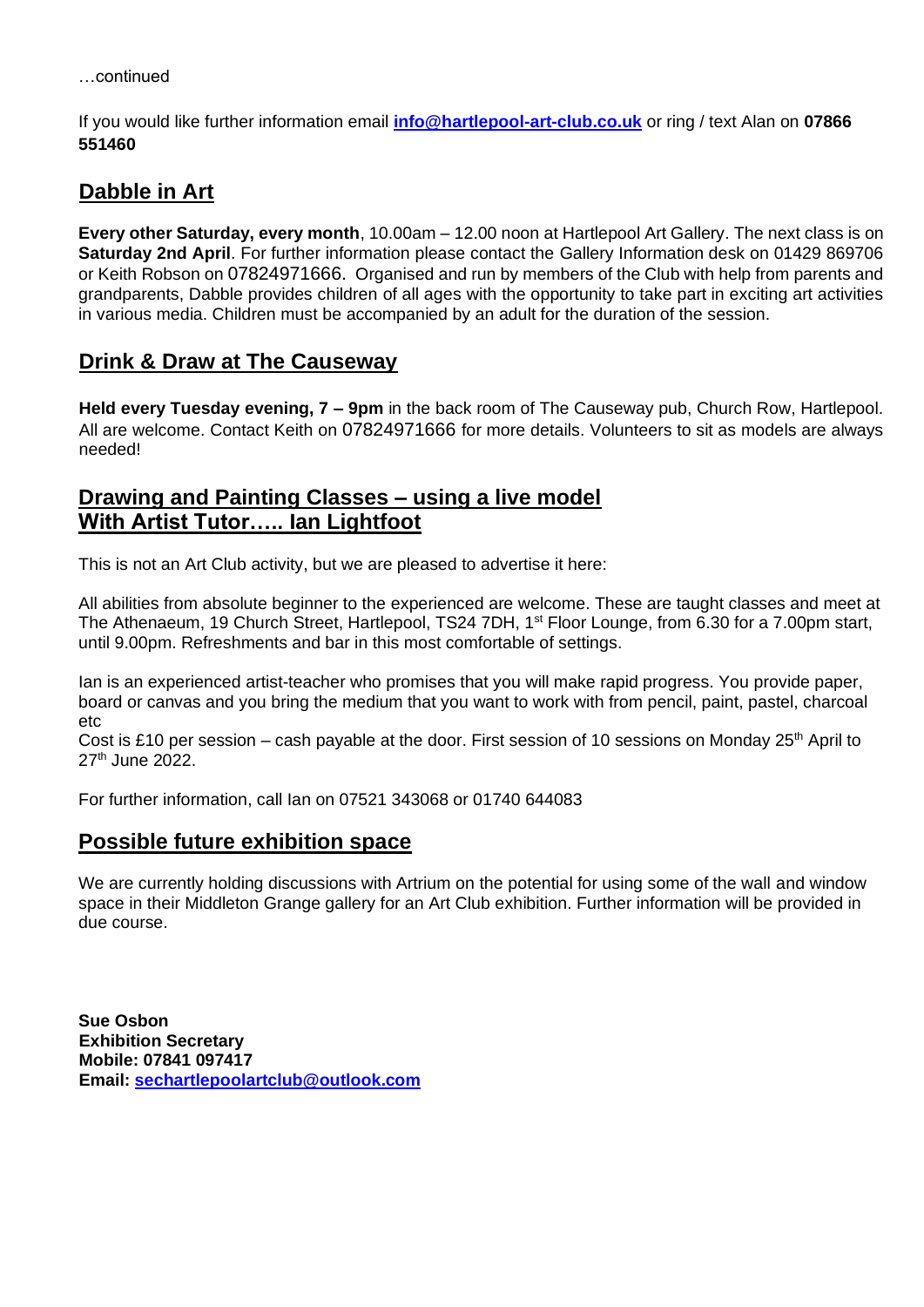…continued

If you would like further information email **[info@hartlepool-art-club.co.uk](mailto:info@hartlepool-art-club.co.uk)** or ring / text Alan on **07866 551460**

## Dabble in Art

**Every other Saturday, every month**, 10.00am – 12.00 noon at Hartlepool Art Gallery. The next class is on **Saturday 2nd April**. For further information please contact the Gallery Information desk on 01429 869706 or Keith Robson on 07824971666. Organised and run by members of the Club with help from parents and grandparents, Dabble provides children of all ages with the opportunity to take part in exciting art activities in various media. Children must be accompanied by an adult for the duration of the session.

## Drink & Draw at The Causeway

**Held every Tuesday evening, 7 – 9pm** in the back room of The Causeway pub, Church Row, Hartlepool. All are welcome. Contact Keith on 07824971666 for more details. Volunteers to sit as models are always needed!

## Drawing and Painting Classes – using a live model With Artist Tutor….. Ian Lightfoot

This is not an Art Club activity, but we are pleased to advertise it here:

All abilities from absolute beginner to the experienced are welcome. These are taught classes and meet at The Athenaeum, 19 Church Street, Hartlepool, TS24 7DH, 1st Floor Lounge, from 6.30 for a 7.00pm start, until 9.00pm. Refreshments and bar in this most comfortable of settings.

Ian is an experienced artist-teacher who promises that you will make rapid progress. You provide paper, board or canvas and you bring the medium that you want to work with from pencil, paint, pastel, charcoal etc
Cost is £10 per session – cash payable at the door. First session of 10 sessions on Monday 25th April to 27th June 2022.

For further information, call Ian on 07521 343068 or 01740 644083

## Possible future exhibition space

We are currently holding discussions with Artrium on the potential for using some of the wall and window space in their Middleton Grange gallery for an Art Club exhibition. Further information will be provided in due course.

**Sue Osbon**
**Exhibition Secretary**
**Mobile: 07841 097417**
**Email: [sechartlepoolartclub@outlook.com](mailto:sechartlepoolartclub@outlook.com)**